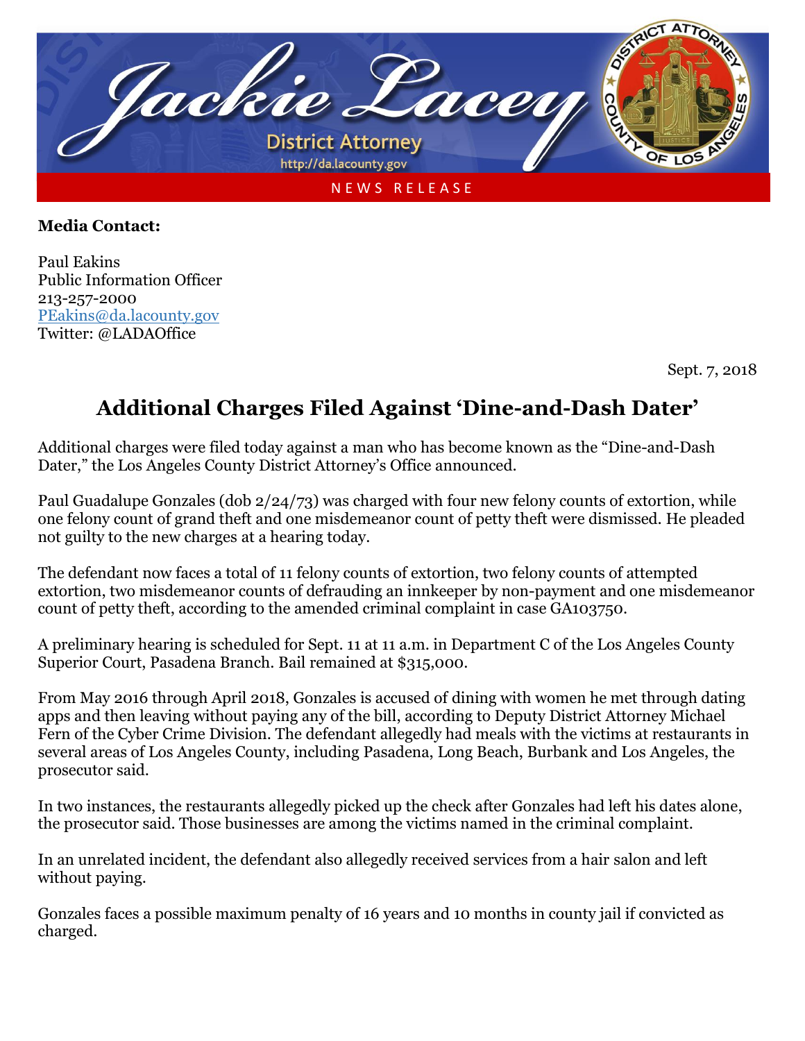Jackie Lacey
District Attorney
http://da.lacounty.gov

NEWS RELEASE

**Media Contact:**

Paul Eakins
Public Information Officer
213-257-2000
PEakins@da.lacounty.gov
Twitter: @LADAOffice

Sept. 7, 2018

# Additional Charges Filed Against 'Dine-and-Dash Dater'

Additional charges were filed today against a man who has become known as the "Dine-and-Dash Dater," the Los Angeles County District Attorney's Office announced.

Paul Guadalupe Gonzales (dob 2/24/73) was charged with four new felony counts of extortion, while one felony count of grand theft and one misdemeanor count of petty theft were dismissed. He pleaded not guilty to the new charges at a hearing today.

The defendant now faces a total of 11 felony counts of extortion, two felony counts of attempted extortion, two misdemeanor counts of defrauding an innkeeper by non-payment and one misdemeanor count of petty theft, according to the amended criminal complaint in case GA103750.

A preliminary hearing is scheduled for Sept. 11 at 11 a.m. in Department C of the Los Angeles County Superior Court, Pasadena Branch. Bail remained at $315,000.

From May 2016 through April 2018, Gonzales is accused of dining with women he met through dating apps and then leaving without paying any of the bill, according to Deputy District Attorney Michael Fern of the Cyber Crime Division. The defendant allegedly had meals with the victims at restaurants in several areas of Los Angeles County, including Pasadena, Long Beach, Burbank and Los Angeles, the prosecutor said.

In two instances, the restaurants allegedly picked up the check after Gonzales had left his dates alone, the prosecutor said. Those businesses are among the victims named in the criminal complaint.

In an unrelated incident, the defendant also allegedly received services from a hair salon and left without paying.

Gonzales faces a possible maximum penalty of 16 years and 10 months in county jail if convicted as charged.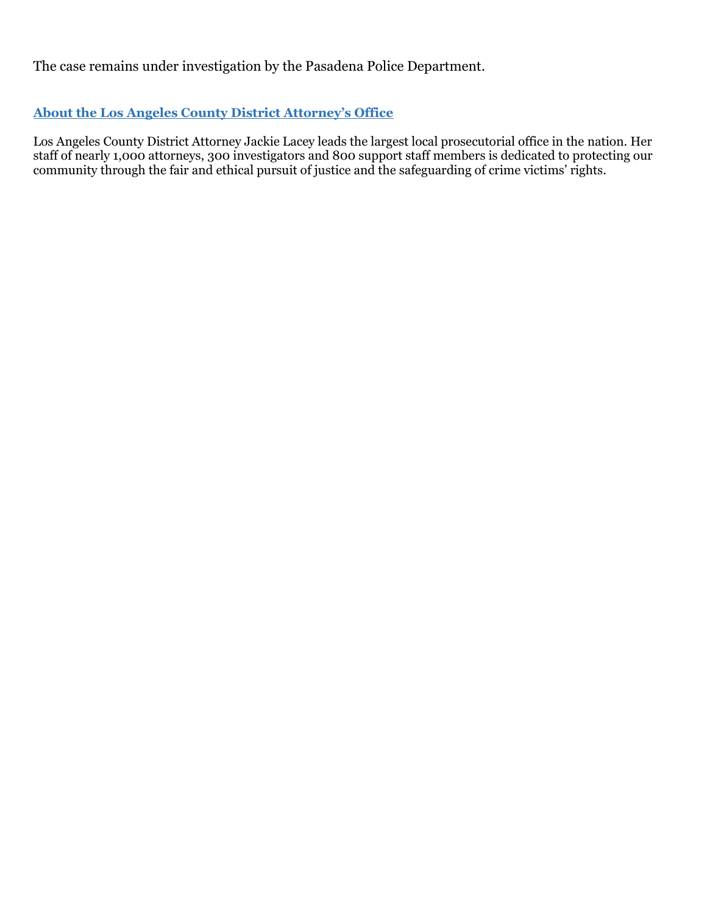The case remains under investigation by the Pasadena Police Department.

## About the Los Angeles County District Attorney's Office

Los Angeles County District Attorney Jackie Lacey leads the largest local prosecutorial office in the nation. Her staff of nearly 1,000 attorneys, 300 investigators and 800 support staff members is dedicated to protecting our community through the fair and ethical pursuit of justice and the safeguarding of crime victims' rights.